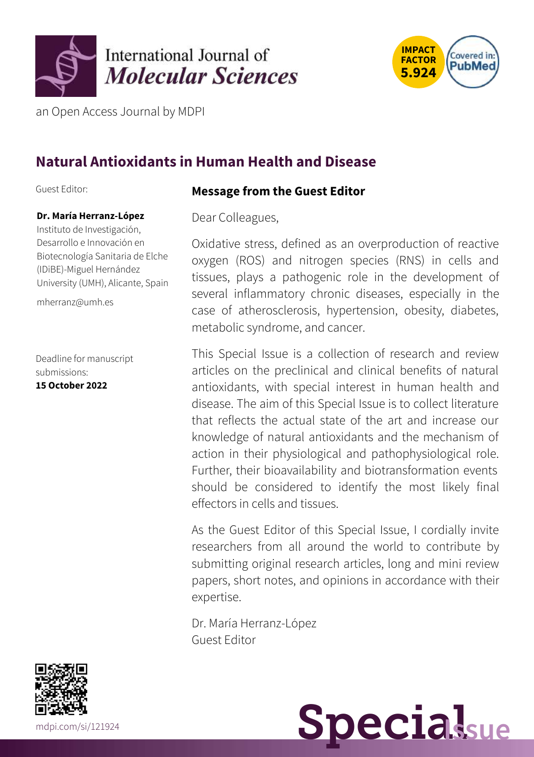International Journal of *Molecular Sciences*

an Open Access Journal by MDPI

IMPACT FACTOR 5.924

Covered in: PubMed

## Natural Antioxidants in Human Health and Disease

Guest Editor:

**Dr. María Herranz-López**
Instituto de Investigación, Desarrollo e Innovación en Biotecnología Sanitaria de Elche (IDiBE)-Miguel Hernández University (UMH), Alicante, Spain

mherranz@umh.es

Deadline for manuscript submissions:
**15 October 2022**

### Message from the Guest Editor

Dear Colleagues,

Oxidative stress, defined as an overproduction of reactive oxygen (ROS) and nitrogen species (RNS) in cells and tissues, plays a pathogenic role in the development of several inflammatory chronic diseases, especially in the case of atherosclerosis, hypertension, obesity, diabetes, metabolic syndrome, and cancer.

This Special Issue is a collection of research and review articles on the preclinical and clinical benefits of natural antioxidants, with special interest in human health and disease. The aim of this Special Issue is to collect literature that reflects the actual state of the art and increase our knowledge of natural antioxidants and the mechanism of action in their physiological and pathophysiological role. Further, their bioavailability and biotransformation events should be considered to identify the most likely final effectors in cells and tissues.

As the Guest Editor of this Special Issue, I cordially invite researchers from all around the world to contribute by submitting original research articles, long and mini review papers, short notes, and opinions in accordance with their expertise.

Dr. María Herranz-López
Guest Editor

mdpi.com/si/121924

Special Issue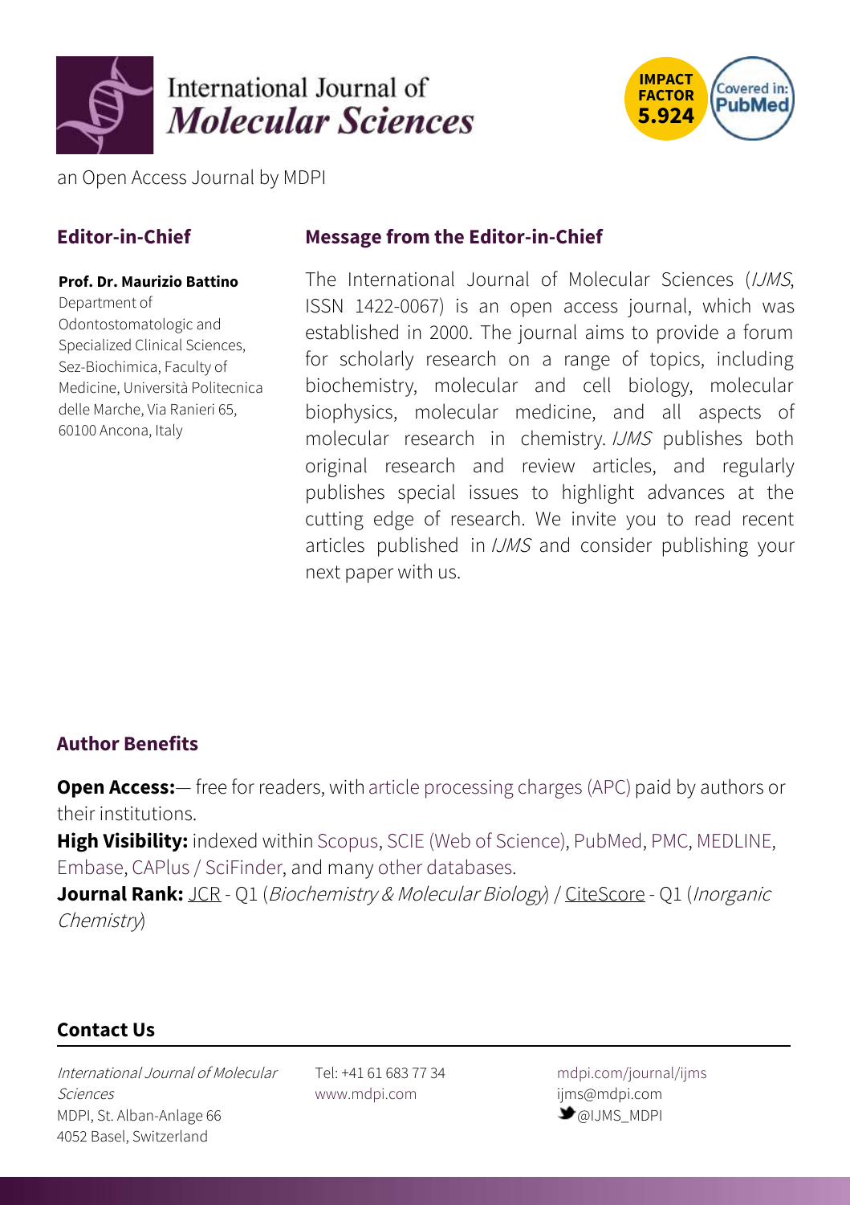# International Journal of *Molecular Sciences*

**IMPACT FACTOR 5.924** | Covered in: PubMed

an Open Access Journal by MDPI

## Editor-in-Chief

**Prof. Dr. Maurizio Battino**
Department of Odontostomatologic and Specialized Clinical Sciences, Sez-Biochimica, Faculty of Medicine, Università Politecnica delle Marche, Via Ranieri 65, 60100 Ancona, Italy

## Message from the Editor-in-Chief

The International Journal of Molecular Sciences (*IJMS*, ISSN 1422-0067) is an open access journal, which was established in 2000. The journal aims to provide a forum for scholarly research on a range of topics, including biochemistry, molecular and cell biology, molecular biophysics, molecular medicine, and all aspects of molecular research in chemistry. *IJMS* publishes both original research and review articles, and regularly publishes special issues to highlight advances at the cutting edge of research. We invite you to read recent articles published in *IJMS* and consider publishing your next paper with us.

## Author Benefits

**Open Access:**— free for readers, with article processing charges (APC) paid by authors or their institutions.

**High Visibility:** indexed within Scopus, SCIE (Web of Science), PubMed, PMC, MEDLINE, Embase, CAPlus / SciFinder, and many other databases.

**Journal Rank:** JCR - Q1 (*Biochemistry & Molecular Biology*) / CiteScore - Q1 (*Inorganic Chemistry*)

## Contact Us

*International Journal of Molecular Sciences*
MDPI, St. Alban-Anlage 66
4052 Basel, Switzerland

Tel: +41 61 683 77 34
www.mdpi.com

mdpi.com/journal/ijms
ijms@mdpi.com
@IJMS_MDPI